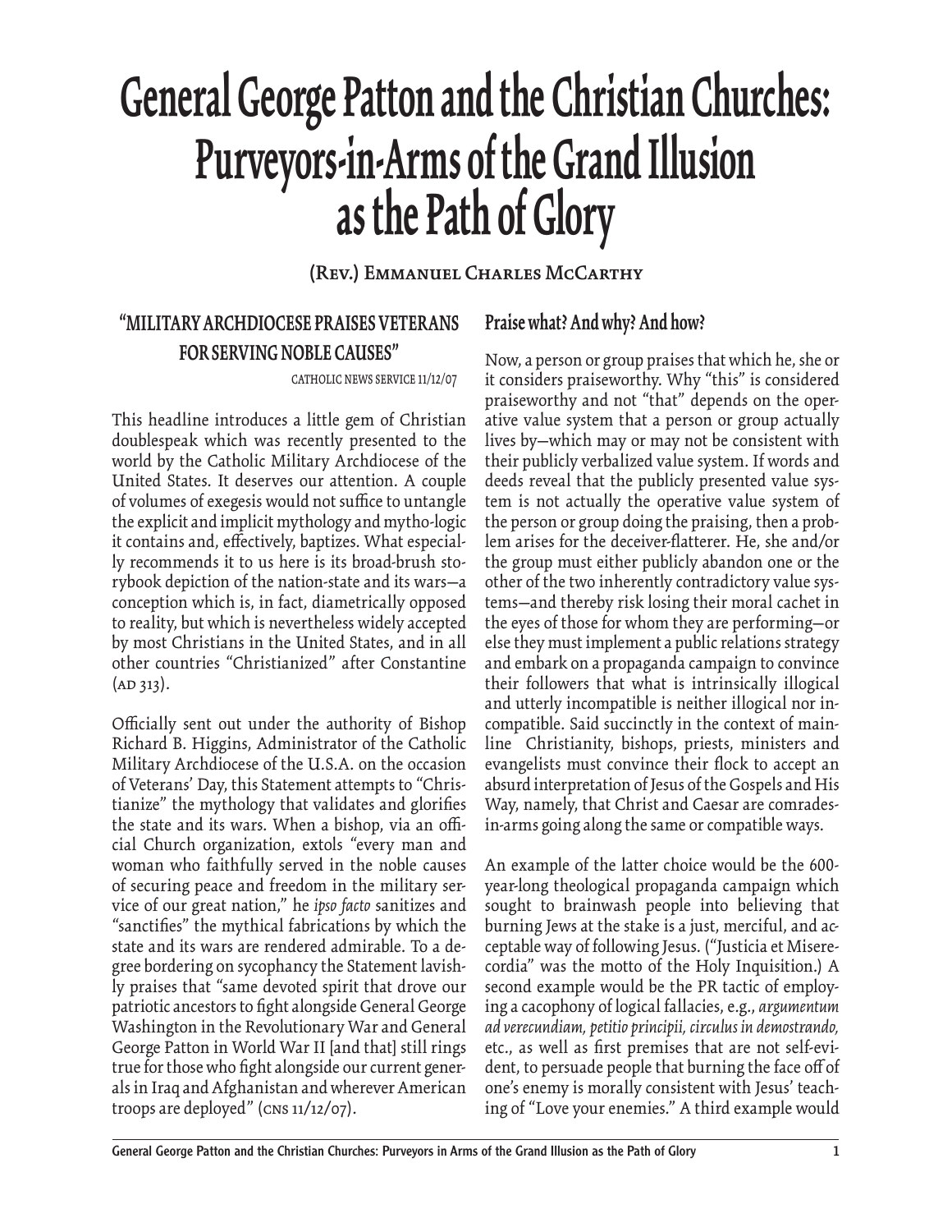# General George Patton and the Christian Churches: Purveyors-in-Arms of the Grand Illusion as the Path of Glory

**(Rev.) Emmanuel Charles McCarthy**

## "MILITARY ARCHDIOCESE PRAISES VETERANS FOR SERVING NOBLE CAUSES"

CATHOLIC NEWS SERVICE 11/12/07

This headline introduces a little gem of Christian doublespeak which was recently presented to the world by the Catholic Military Archdiocese of the United States. It deserves our attention. A couple of volumes of exegesis would not suffice to untangle the explicit and implicit mythology and mytho-logic it contains and, effectively, baptizes. What especially recommends it to us here is its broad-brush storybook depiction of the nation-state and its wars—a conception which is, in fact, diametrically opposed to reality, but which is nevertheless widely accepted by most Christians in the United States, and in all other countries "Christianized" after Constantine (AD 313).

Officially sent out under the authority of Bishop Richard B. Higgins, Administrator of the Catholic Military Archdiocese of the U.S.A. on the occasion of Veterans' Day, this Statement attempts to "Christianize" the mythology that validates and glorifies the state and its wars. When a bishop, via an official Church organization, extols "every man and woman who faithfully served in the noble causes of securing peace and freedom in the military service of our great nation," he *ipso facto* sanitizes and "sanctifies" the mythical fabrications by which the state and its wars are rendered admirable. To a degree bordering on sycophancy the Statement lavishly praises that "same devoted spirit that drove our patriotic ancestors to fight alongside General George Washington in the Revolutionary War and General George Patton in World War II [and that] still rings true for those who fight alongside our current generals in Iraq and Afghanistan and wherever American troops are deployed" (CNS 11/12/07).

## Praise what? And why? And how?

Now, a person or group praises that which he, she or it considers praiseworthy. Why "this" is considered praiseworthy and not "that" depends on the operative value system that a person or group actually lives by—which may or may not be consistent with their publicly verbalized value system. If words and deeds reveal that the publicly presented value system is not actually the operative value system of the person or group doing the praising, then a problem arises for the deceiver-flatterer. He, she and/or the group must either publicly abandon one or the other of the two inherently contradictory value systems—and thereby risk losing their moral cachet in the eyes of those for whom they are performing—or else they must implement a public relations strategy and embark on a propaganda campaign to convince their followers that what is intrinsically illogical and utterly incompatible is neither illogical nor incompatible. Said succinctly in the context of mainline Christianity, bishops, priests, ministers and evangelists must convince their flock to accept an absurd interpretation of Jesus of the Gospels and His Way, namely, that Christ and Caesar are comrades-in-arms going along the same or compatible ways.

An example of the latter choice would be the 600-year-long theological propaganda campaign which sought to brainwash people into believing that burning Jews at the stake is a just, merciful, and acceptable way of following Jesus. ("Justicia et Misericordia" was the motto of the Holy Inquisition.) A second example would be the PR tactic of employing a cacophony of logical fallacies, e.g., *argumentum ad verecundiam, petitio principii, circulus in demostrando,* etc., as well as first premises that are not self-evident, to persuade people that burning the face off of one's enemy is morally consistent with Jesus' teaching of "Love your enemies." A third example would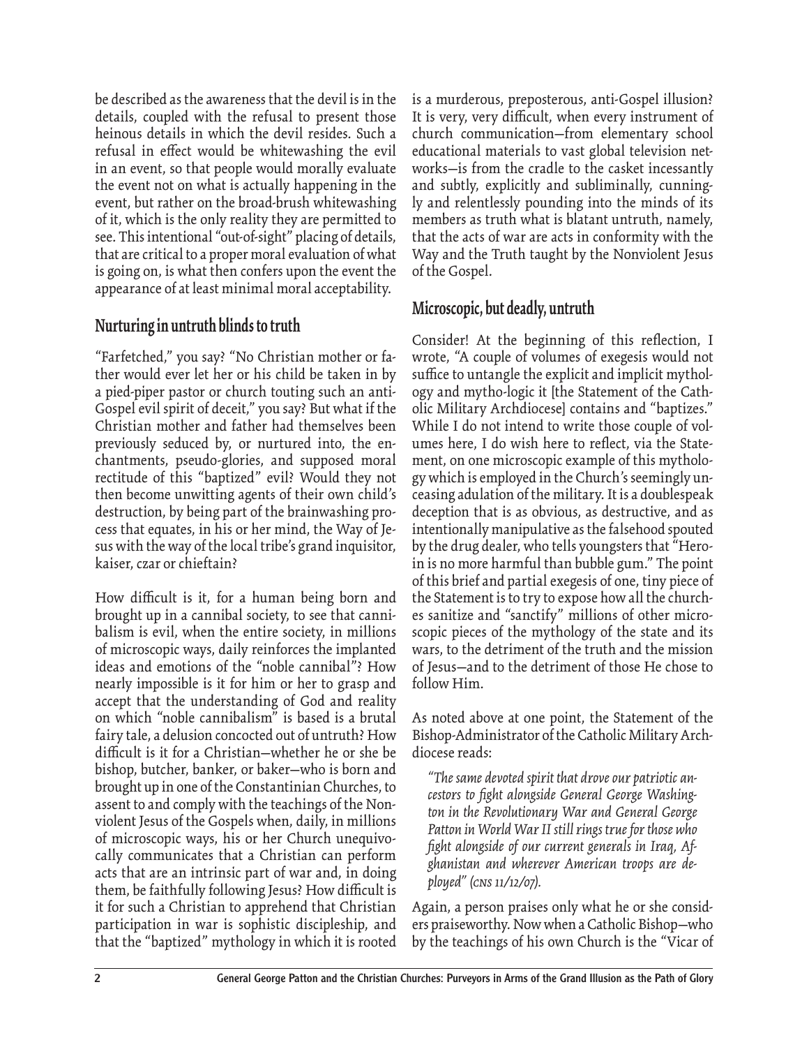be described as the awareness that the devil is in the details, coupled with the refusal to present those heinous details in which the devil resides. Such a refusal in effect would be whitewashing the evil in an event, so that people would morally evaluate the event not on what is actually happening in the event, but rather on the broad-brush whitewashing of it, which is the only reality they are permitted to see. This intentional "out-of-sight" placing of details, that are critical to a proper moral evaluation of what is going on, is what then confers upon the event the appearance of at least minimal moral acceptability.

## Nurturing in untruth blinds to truth

"Farfetched," you say? "No Christian mother or father would ever let her or his child be taken in by a pied-piper pastor or church touting such an anti-Gospel evil spirit of deceit," you say? But what if the Christian mother and father had themselves been previously seduced by, or nurtured into, the enchantments, pseudo-glories, and supposed moral rectitude of this "baptized" evil? Would they not then become unwitting agents of their own child's destruction, by being part of the brainwashing process that equates, in his or her mind, the Way of Jesus with the way of the local tribe's grand inquisitor, kaiser, czar or chieftain?

How difficult is it, for a human being born and brought up in a cannibal society, to see that cannibalism is evil, when the entire society, in millions of microscopic ways, daily reinforces the implanted ideas and emotions of the "noble cannibal"? How nearly impossible is it for him or her to grasp and accept that the understanding of God and reality on which "noble cannibalism" is based is a brutal fairy tale, a delusion concocted out of untruth? How difficult is it for a Christian—whether he or she be bishop, butcher, banker, or baker—who is born and brought up in one of the Constantinian Churches, to assent to and comply with the teachings of the Nonviolent Jesus of the Gospels when, daily, in millions of microscopic ways, his or her Church unequivocally communicates that a Christian can perform acts that are an intrinsic part of war and, in doing them, be faithfully following Jesus? How difficult is it for such a Christian to apprehend that Christian participation in war is sophistic discipleship, and that the "baptized" mythology in which it is rooted is a murderous, preposterous, anti-Gospel illusion? It is very, very difficult, when every instrument of church communication—from elementary school educational materials to vast global television networks—is from the cradle to the casket incessantly and subtly, explicitly and subliminally, cunningly and relentlessly pounding into the minds of its members as truth what is blatant untruth, namely, that the acts of war are acts in conformity with the Way and the Truth taught by the Nonviolent Jesus of the Gospel.

## Microscopic, but deadly, untruth

Consider! At the beginning of this reflection, I wrote, "A couple of volumes of exegesis would not suffice to untangle the explicit and implicit mythology and mytho-logic it [the Statement of the Catholic Military Archdiocese] contains and "baptizes." While I do not intend to write those couple of volumes here, I do wish here to reflect, via the Statement, on one microscopic example of this mythology which is employed in the Church's seemingly unceasing adulation of the military. It is a doublespeak deception that is as obvious, as destructive, and as intentionally manipulative as the falsehood spouted by the drug dealer, who tells youngsters that "Heroin is no more harmful than bubble gum." The point of this brief and partial exegesis of one, tiny piece of the Statement is to try to expose how all the churches sanitize and "sanctify" millions of other microscopic pieces of the mythology of the state and its wars, to the detriment of the truth and the mission of Jesus—and to the detriment of those He chose to follow Him.

As noted above at one point, the Statement of the Bishop-Administrator of the Catholic Military Archdiocese reads:

> *"The same devoted spirit that drove our patriotic ancestors to fight alongside General George Washington in the Revolutionary War and General George Patton in World War II still rings true for those who fight alongside of our current generals in Iraq, Afghanistan and wherever American troops are deployed" (CNS 11/12/07).*

Again, a person praises only what he or she considers praiseworthy. Now when a Catholic Bishop—who by the teachings of his own Church is the "Vicar of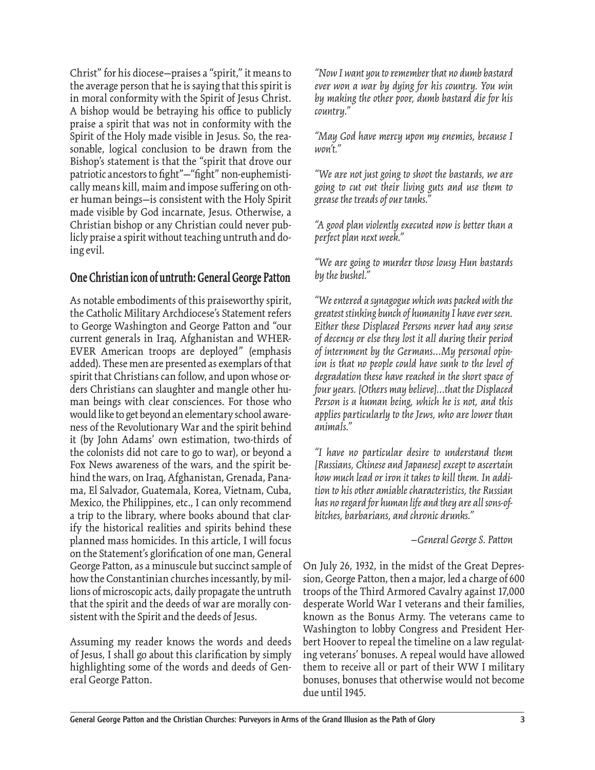Christ" for his diocese—praises a "spirit," it means to the average person that he is saying that this spirit is in moral conformity with the Spirit of Jesus Christ. A bishop would be betraying his office to publicly praise a spirit that was not in conformity with the Spirit of the Holy made visible in Jesus. So, the reasonable, logical conclusion to be drawn from the Bishop's statement is that the "spirit that drove our patriotic ancestors to fight"—"fight" non-euphemistically means kill, maim and impose suffering on other human beings—is consistent with the Holy Spirit made visible by God incarnate, Jesus. Otherwise, a Christian bishop or any Christian could never publicly praise a spirit without teaching untruth and doing evil.

## One Christian icon of untruth: General George Patton

As notable embodiments of this praiseworthy spirit, the Catholic Military Archdiocese's Statement refers to George Washington and George Patton and "our current generals in Iraq, Afghanistan and WHEREVER American troops are deployed" (emphasis added). These men are presented as exemplars of that spirit that Christians can follow, and upon whose orders Christians can slaughter and mangle other human beings with clear consciences. For those who would like to get beyond an elementary school awareness of the Revolutionary War and the spirit behind it (by John Adams' own estimation, two-thirds of the colonists did not care to go to war), or beyond a Fox News awareness of the wars, and the spirit behind the wars, on Iraq, Afghanistan, Grenada, Panama, El Salvador, Guatemala, Korea, Vietnam, Cuba, Mexico, the Philippines, etc., I can only recommend a trip to the library, where books abound that clarify the historical realities and spirits behind these planned mass homicides. In this article, I will focus on the Statement's glorification of one man, General George Patton, as a minuscule but succinct sample of how the Constantinian churches incessantly, by millions of microscopic acts, daily propagate the untruth that the spirit and the deeds of war are morally consistent with the Spirit and the deeds of Jesus.

Assuming my reader knows the words and deeds of Jesus, I shall go about this clarification by simply highlighting some of the words and deeds of General George Patton.

*"Now I want you to remember that no dumb bastard ever won a war by dying for his country. You win by making the other poor, dumb bastard die for his country."*

*"May God have mercy upon my enemies, because I won't."*

*"We are not just going to shoot the bastards, we are going to cut out their living guts and use them to grease the treads of our tanks."*

*"A good plan violently executed now is better than a perfect plan next week."*

*"We are going to murder those lousy Hun bastards by the bushel."*

*"We entered a synagogue which was packed with the greatest stinking bunch of humanity I have ever seen. Either these Displaced Persons never had any sense of decency or else they lost it all during their period of internment by the Germans…My personal opinion is that no people could have sunk to the level of degradation these have reached in the short space of four years. [Others may believe]…that the Displaced Person is a human being, which he is not, and this applies particularly to the Jews, who are lower than animals."*

*"I have no particular desire to understand them [Russians, Chinese and Japanese] except to ascertain how much lead or iron it takes to kill them. In addition to his other amiable characteristics, the Russian has no regard for human life and they are all sons-of-bitches, barbarians, and chronic drunks."*

*—General George S. Patton*

On July 26, 1932, in the midst of the Great Depression, George Patton, then a major, led a charge of 600 troops of the Third Armored Cavalry against 17,000 desperate World War I veterans and their families, known as the Bonus Army. The veterans came to Washington to lobby Congress and President Herbert Hoover to repeal the timeline on a law regulating veterans' bonuses. A repeal would have allowed them to receive all or part of their WW I military bonuses, bonuses that otherwise would not become due until 1945.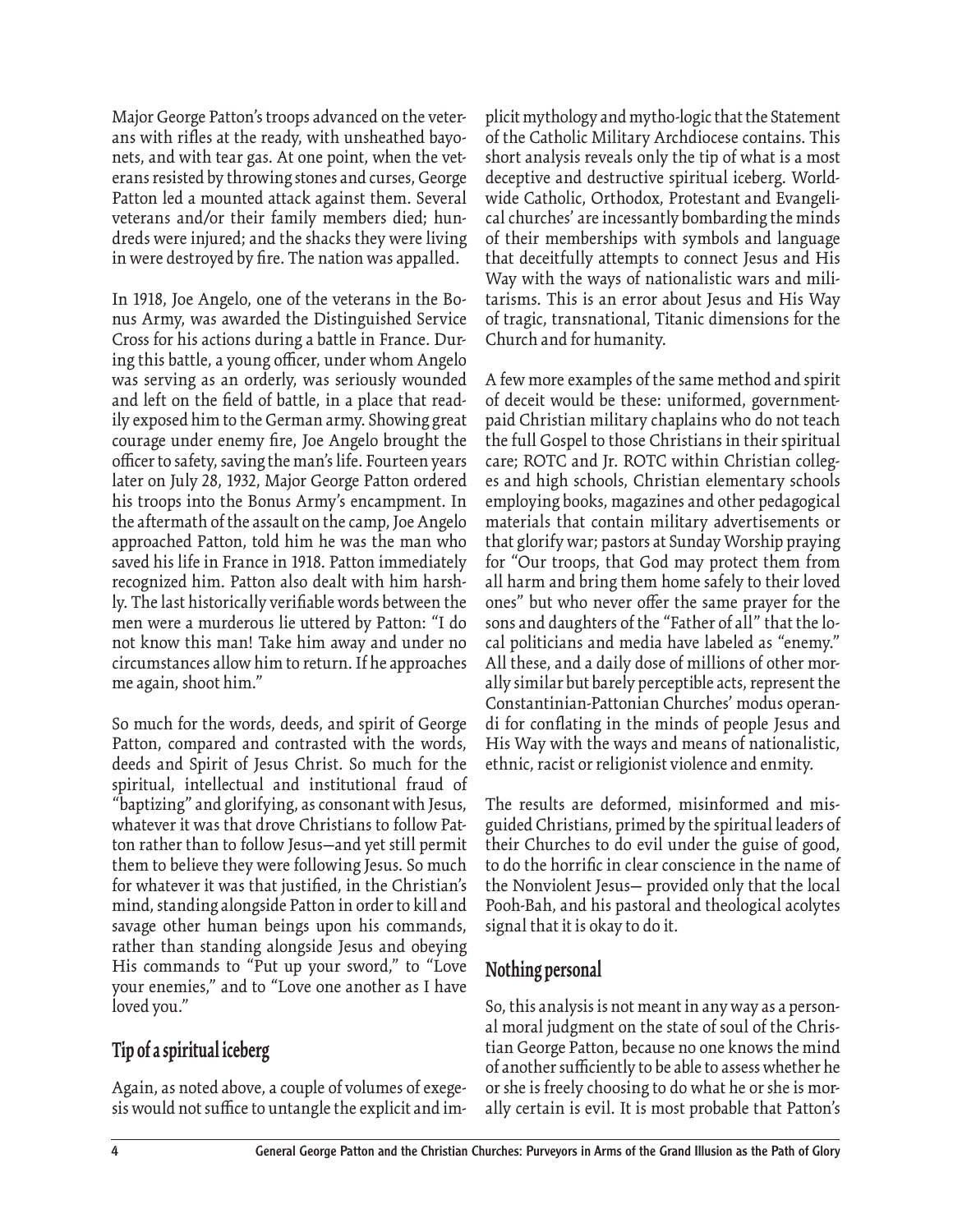Major George Patton's troops advanced on the veterans with rifles at the ready, with unsheathed bayonets, and with tear gas. At one point, when the veterans resisted by throwing stones and curses, George Patton led a mounted attack against them. Several veterans and/or their family members died; hundreds were injured; and the shacks they were living in were destroyed by fire. The nation was appalled.

In 1918, Joe Angelo, one of the veterans in the Bonus Army, was awarded the Distinguished Service Cross for his actions during a battle in France. During this battle, a young officer, under whom Angelo was serving as an orderly, was seriously wounded and left on the field of battle, in a place that readily exposed him to the German army. Showing great courage under enemy fire, Joe Angelo brought the officer to safety, saving the man's life. Fourteen years later on July 28, 1932, Major George Patton ordered his troops into the Bonus Army's encampment. In the aftermath of the assault on the camp, Joe Angelo approached Patton, told him he was the man who saved his life in France in 1918. Patton immediately recognized him. Patton also dealt with him harshly. The last historically verifiable words between the men were a murderous lie uttered by Patton: "I do not know this man! Take him away and under no circumstances allow him to return. If he approaches me again, shoot him."

So much for the words, deeds, and spirit of George Patton, compared and contrasted with the words, deeds and Spirit of Jesus Christ. So much for the spiritual, intellectual and institutional fraud of "baptizing" and glorifying, as consonant with Jesus, whatever it was that drove Christians to follow Patton rather than to follow Jesus—and yet still permit them to believe they were following Jesus. So much for whatever it was that justified, in the Christian's mind, standing alongside Patton in order to kill and savage other human beings upon his commands, rather than standing alongside Jesus and obeying His commands to "Put up your sword," to "Love your enemies," and to "Love one another as I have loved you."

## Tip of a spiritual iceberg

Again, as noted above, a couple of volumes of exegesis would not suffice to untangle the explicit and implicit mythology and mytho-logic that the Statement of the Catholic Military Archdiocese contains. This short analysis reveals only the tip of what is a most deceptive and destructive spiritual iceberg. Worldwide Catholic, Orthodox, Protestant and Evangelical churches' are incessantly bombarding the minds of their memberships with symbols and language that deceitfully attempts to connect Jesus and His Way with the ways of nationalistic wars and militarisms. This is an error about Jesus and His Way of tragic, transnational, Titanic dimensions for the Church and for humanity.

A few more examples of the same method and spirit of deceit would be these: uniformed, government-paid Christian military chaplains who do not teach the full Gospel to those Christians in their spiritual care; ROTC and Jr. ROTC within Christian colleges and high schools, Christian elementary schools employing books, magazines and other pedagogical materials that contain military advertisements or that glorify war; pastors at Sunday Worship praying for "Our troops, that God may protect them from all harm and bring them home safely to their loved ones" but who never offer the same prayer for the sons and daughters of the "Father of all" that the local politicians and media have labeled as "enemy." All these, and a daily dose of millions of other morally similar but barely perceptible acts, represent the Constantinian-Pattonian Churches' modus operandi for conflating in the minds of people Jesus and His Way with the ways and means of nationalistic, ethnic, racist or religionist violence and enmity.

The results are deformed, misinformed and misguided Christians, primed by the spiritual leaders of their Churches to do evil under the guise of good, to do the horrific in clear conscience in the name of the Nonviolent Jesus— provided only that the local Pooh-Bah, and his pastoral and theological acolytes signal that it is okay to do it.

## Nothing personal

So, this analysis is not meant in any way as a personal moral judgment on the state of soul of the Christian George Patton, because no one knows the mind of another sufficiently to be able to assess whether he or she is freely choosing to do what he or she is morally certain is evil. It is most probable that Patton's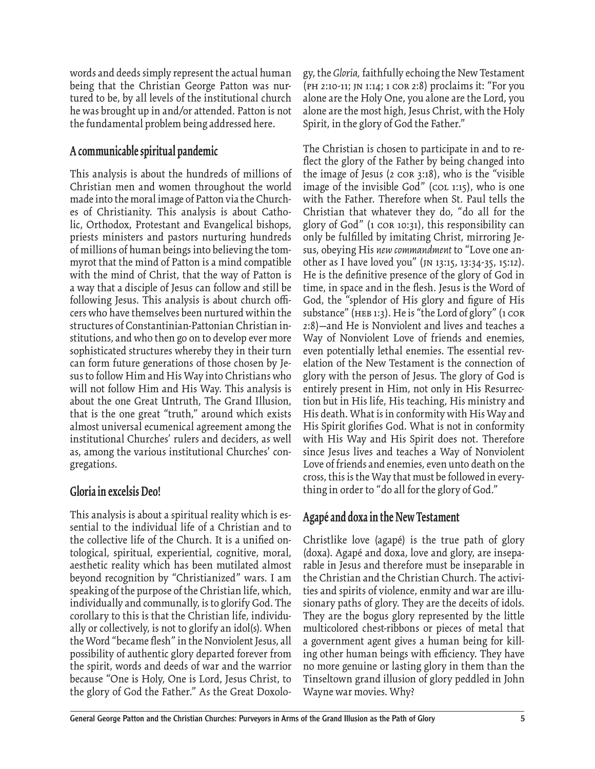words and deeds simply represent the actual human being that the Christian George Patton was nurtured to be, by all levels of the institutional church he was brought up in and/or attended. Patton is not the fundamental problem being addressed here.

## A communicable spiritual pandemic

This analysis is about the hundreds of millions of Christian men and women throughout the world made into the moral image of Patton via the Churches of Christianity. This analysis is about Catholic, Orthodox, Protestant and Evangelical bishops, priests ministers and pastors nurturing hundreds of millions of human beings into believing the tommyrot that the mind of Patton is a mind compatible with the mind of Christ, that the way of Patton is a way that a disciple of Jesus can follow and still be following Jesus. This analysis is about church officers who have themselves been nurtured within the structures of Constantinian-Pattonian Christian institutions, and who then go on to develop ever more sophisticated structures whereby they in their turn can form future generations of those chosen by Jesus to follow Him and His Way into Christians who will not follow Him and His Way. This analysis is about the one Great Untruth, The Grand Illusion, that is the one great "truth," around which exists almost universal ecumenical agreement among the institutional Churches' rulers and deciders, as well as, among the various institutional Churches' congregations.

## Gloria in excelsis Deo!

This analysis is about a spiritual reality which is essential to the individual life of a Christian and to the collective life of the Church. It is a unified ontological, spiritual, experiential, cognitive, moral, aesthetic reality which has been mutilated almost beyond recognition by "Christianized" wars. I am speaking of the purpose of the Christian life, which, individually and communally, is to glorify God. The corollary to this is that the Christian life, individually or collectively, is not to glorify an idol(s). When the Word "became flesh" in the Nonviolent Jesus, all possibility of authentic glory departed forever from the spirit, words and deeds of war and the warrior because "One is Holy, One is Lord, Jesus Christ, to the glory of God the Father." As the Great Doxology, the *Gloria*, faithfully echoing the New Testament (PH 2:10-11; JN 1:14; 1 COR 2:8) proclaims it: "For you alone are the Holy One, you alone are the Lord, you alone are the most high, Jesus Christ, with the Holy Spirit, in the glory of God the Father."

The Christian is chosen to participate in and to reflect the glory of the Father by being changed into the image of Jesus (2 COR 3:18), who is the "visible image of the invisible God" (COL 1:15), who is one with the Father. Therefore when St. Paul tells the Christian that whatever they do, "do all for the glory of God" (1 COR 10:31), this responsibility can only be fulfilled by imitating Christ, mirroring Jesus, obeying His *new commandment* to "Love one another as I have loved you" (JN 13:15, 13:34-35, 15:12). He is the definitive presence of the glory of God in time, in space and in the flesh. Jesus is the Word of God, the "splendor of His glory and figure of His substance" (HEB 1:3). He is "the Lord of glory" (1 COR 2:8)—and He is Nonviolent and lives and teaches a Way of Nonviolent Love of friends and enemies, even potentially lethal enemies. The essential revelation of the New Testament is the connection of glory with the person of Jesus. The glory of God is entirely present in Him, not only in His Resurrection but in His life, His teaching, His ministry and His death. What is in conformity with His Way and His Spirit glorifies God. What is not in conformity with His Way and His Spirit does not. Therefore since Jesus lives and teaches a Way of Nonviolent Love of friends and enemies, even unto death on the cross, this is the Way that must be followed in everything in order to "do all for the glory of God."

## Agapé and doxa in the New Testament

Christlike love (agapé) is the true path of glory (doxa). Agapé and doxa, love and glory, are inseparable in Jesus and therefore must be inseparable in the Christian and the Christian Church. The activities and spirits of violence, enmity and war are illusionary paths of glory. They are the deceits of idols. They are the bogus glory represented by the little multicolored chest-ribbons or pieces of metal that a government agent gives a human being for killing other human beings with efficiency. They have no more genuine or lasting glory in them than the Tinseltown grand illusion of glory peddled in John Wayne war movies. Why?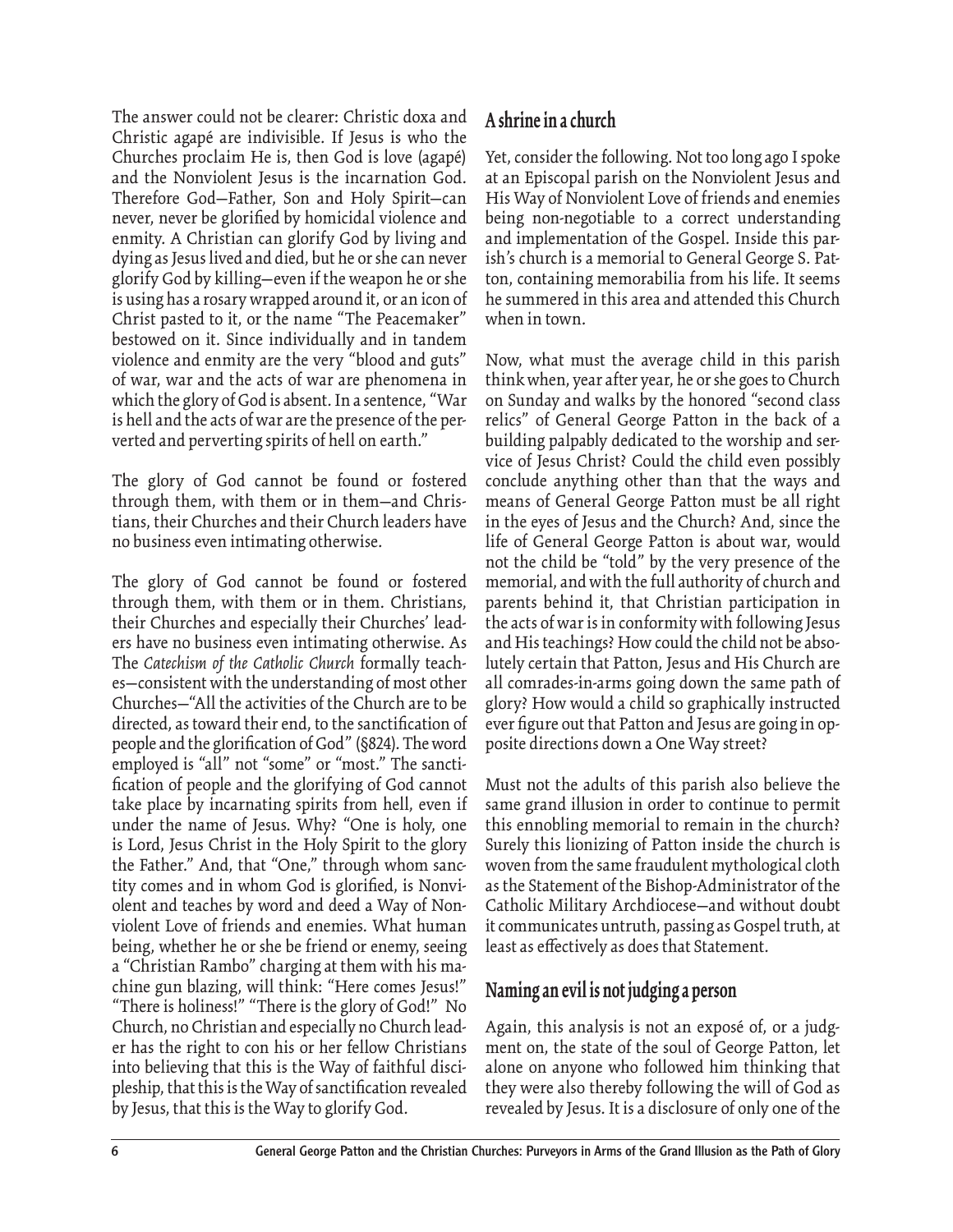The answer could not be clearer: Christic doxa and Christic agapé are indivisible. If Jesus is who the Churches proclaim He is, then God is love (agapé) and the Nonviolent Jesus is the incarnation God. Therefore God—Father, Son and Holy Spirit—can never, never be glorified by homicidal violence and enmity. A Christian can glorify God by living and dying as Jesus lived and died, but he or she can never glorify God by killing—even if the weapon he or she is using has a rosary wrapped around it, or an icon of Christ pasted to it, or the name "The Peacemaker" bestowed on it. Since individually and in tandem violence and enmity are the very "blood and guts" of war, war and the acts of war are phenomena in which the glory of God is absent. In a sentence, "War is hell and the acts of war are the presence of the perverted and perverting spirits of hell on earth."

The glory of God cannot be found or fostered through them, with them or in them—and Christians, their Churches and their Church leaders have no business even intimating otherwise.

The glory of God cannot be found or fostered through them, with them or in them. Christians, their Churches and especially their Churches' leaders have no business even intimating otherwise. As The *Catechism of the Catholic Church* formally teaches—consistent with the understanding of most other Churches—"All the activities of the Church are to be directed, as toward their end, to the sanctification of people and the glorification of God" (§824). The word employed is "all" not "some" or "most." The sanctification of people and the glorifying of God cannot take place by incarnating spirits from hell, even if under the name of Jesus. Why? "One is holy, one is Lord, Jesus Christ in the Holy Spirit to the glory the Father." And, that "One," through whom sanctity comes and in whom God is glorified, is Nonviolent and teaches by word and deed a Way of Nonviolent Love of friends and enemies. What human being, whether he or she be friend or enemy, seeing a "Christian Rambo" charging at them with his machine gun blazing, will think: "Here comes Jesus!" "There is holiness!" "There is the glory of God!" No Church, no Christian and especially no Church leader has the right to con his or her fellow Christians into believing that this is the Way of faithful discipleship, that this is the Way of sanctification revealed by Jesus, that this is the Way to glorify God.

## A shrine in a church

Yet, consider the following. Not too long ago I spoke at an Episcopal parish on the Nonviolent Jesus and His Way of Nonviolent Love of friends and enemies being non-negotiable to a correct understanding and implementation of the Gospel. Inside this parish's church is a memorial to General George S. Patton, containing memorabilia from his life. It seems he summered in this area and attended this Church when in town.

Now, what must the average child in this parish think when, year after year, he or she goes to Church on Sunday and walks by the honored "second class relics" of General George Patton in the back of a building palpably dedicated to the worship and service of Jesus Christ? Could the child even possibly conclude anything other than that the ways and means of General George Patton must be all right in the eyes of Jesus and the Church? And, since the life of General George Patton is about war, would not the child be "told" by the very presence of the memorial, and with the full authority of church and parents behind it, that Christian participation in the acts of war is in conformity with following Jesus and His teachings? How could the child not be absolutely certain that Patton, Jesus and His Church are all comrades-in-arms going down the same path of glory? How would a child so graphically instructed ever figure out that Patton and Jesus are going in opposite directions down a One Way street?

Must not the adults of this parish also believe the same grand illusion in order to continue to permit this ennobling memorial to remain in the church? Surely this lionizing of Patton inside the church is woven from the same fraudulent mythological cloth as the Statement of the Bishop-Administrator of the Catholic Military Archdiocese—and without doubt it communicates untruth, passing as Gospel truth, at least as effectively as does that Statement.

## Naming an evil is not judging a person

Again, this analysis is not an exposé of, or a judgment on, the state of the soul of George Patton, let alone on anyone who followed him thinking that they were also thereby following the will of God as revealed by Jesus. It is a disclosure of only one of the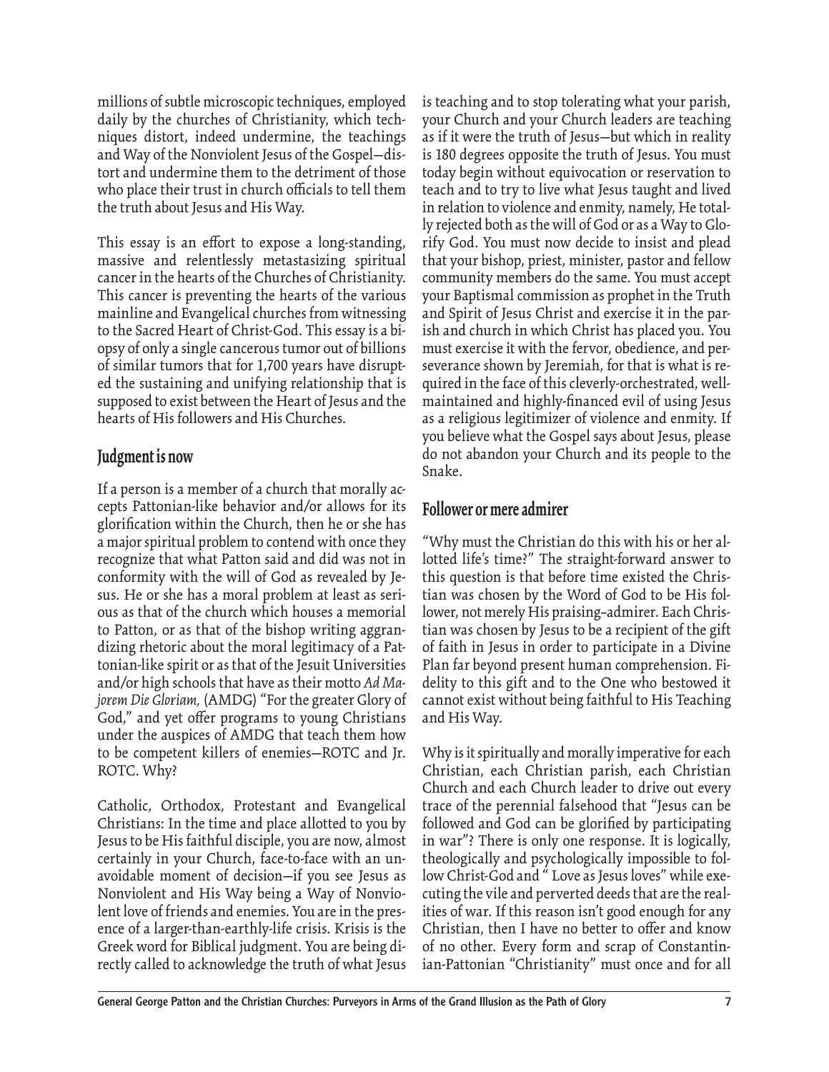millions of subtle microscopic techniques, employed daily by the churches of Christianity, which techniques distort, indeed undermine, the teachings and Way of the Nonviolent Jesus of the Gospel—distort and undermine them to the detriment of those who place their trust in church officials to tell them the truth about Jesus and His Way.

This essay is an effort to expose a long-standing, massive and relentlessly metastasizing spiritual cancer in the hearts of the Churches of Christianity. This cancer is preventing the hearts of the various mainline and Evangelical churches from witnessing to the Sacred Heart of Christ-God. This essay is a biopsy of only a single cancerous tumor out of billions of similar tumors that for 1,700 years have disrupted the sustaining and unifying relationship that is supposed to exist between the Heart of Jesus and the hearts of His followers and His Churches.

## Judgment is now

If a person is a member of a church that morally accepts Pattonian-like behavior and/or allows for its glorification within the Church, then he or she has a major spiritual problem to contend with once they recognize that what Patton said and did was not in conformity with the will of God as revealed by Jesus. He or she has a moral problem at least as serious as that of the church which houses a memorial to Patton, or as that of the bishop writing aggrandizing rhetoric about the moral legitimacy of a Pattonian-like spirit or as that of the Jesuit Universities and/or high schools that have as their motto *Ad Majorem Die Gloriam,* (AMDG) "For the greater Glory of God," and yet offer programs to young Christians under the auspices of AMDG that teach them how to be competent killers of enemies—ROTC and Jr. ROTC. Why?

Catholic, Orthodox, Protestant and Evangelical Christians: In the time and place allotted to you by Jesus to be His faithful disciple, you are now, almost certainly in your Church, face-to-face with an unavoidable moment of decision—if you see Jesus as Nonviolent and His Way being a Way of Nonviolent love of friends and enemies. You are in the presence of a larger-than-earthly-life crisis. Krisis is the Greek word for Biblical judgment. You are being directly called to acknowledge the truth of what Jesus is teaching and to stop tolerating what your parish, your Church and your Church leaders are teaching as if it were the truth of Jesus—but which in reality is 180 degrees opposite the truth of Jesus. You must today begin without equivocation or reservation to teach and to try to live what Jesus taught and lived in relation to violence and enmity, namely, He totally rejected both as the will of God or as a Way to Glorify God. You must now decide to insist and plead that your bishop, priest, minister, pastor and fellow community members do the same. You must accept your Baptismal commission as prophet in the Truth and Spirit of Jesus Christ and exercise it in the parish and church in which Christ has placed you. You must exercise it with the fervor, obedience, and perseverance shown by Jeremiah, for that is what is required in the face of this cleverly-orchestrated, well-maintained and highly-financed evil of using Jesus as a religious legitimizer of violence and enmity. If you believe what the Gospel says about Jesus, please do not abandon your Church and its people to the Snake.

## Follower or mere admirer

"Why must the Christian do this with his or her allotted life's time?" The straight-forward answer to this question is that before time existed the Christian was chosen by the Word of God to be His follower, not merely His praising–admirer. Each Christian was chosen by Jesus to be a recipient of the gift of faith in Jesus in order to participate in a Divine Plan far beyond present human comprehension. Fidelity to this gift and to the One who bestowed it cannot exist without being faithful to His Teaching and His Way.

Why is it spiritually and morally imperative for each Christian, each Christian parish, each Christian Church and each Church leader to drive out every trace of the perennial falsehood that "Jesus can be followed and God can be glorified by participating in war"? There is only one response. It is logically, theologically and psychologically impossible to follow Christ-God and " Love as Jesus loves" while executing the vile and perverted deeds that are the realities of war. If this reason isn't good enough for any Christian, then I have no better to offer and know of no other. Every form and scrap of Constantinian-Pattonian "Christianity" must once and for all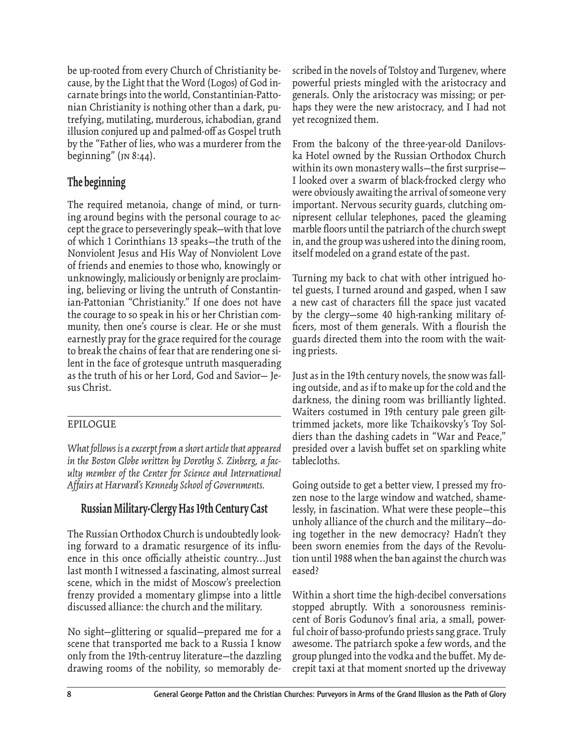be up-rooted from every Church of Christianity because, by the Light that the Word (Logos) of God incarnate brings into the world, Constantinian-Pattonian Christianity is nothing other than a dark, putrefying, mutilating, murderous, ichabodian, grand illusion conjured up and palmed-off as Gospel truth by the "Father of lies, who was a murderer from the beginning" (JN 8:44).

## The beginning

The required metanoia, change of mind, or turning around begins with the personal courage to accept the grace to perseveringly speak—with that love of which 1 Corinthians 13 speaks—the truth of the Nonviolent Jesus and His Way of Nonviolent Love of friends and enemies to those who, knowingly or unknowingly, maliciously or benignly are proclaiming, believing or living the untruth of Constantinian-Pattonian "Christianity." If one does not have the courage to so speak in his or her Christian community, then one's course is clear. He or she must earnestly pray for the grace required for the courage to break the chains of fear that are rendering one silent in the face of grotesque untruth masquerading as the truth of his or her Lord, God and Savior— Jesus Christ.

---

EPILOGUE

*What follows is a excerpt from a short article that appeared in the Boston Globe written by Dorothy S. Zinberg, a faculty member of the Center for Science and International Affairs at Harvard's Kennedy School of Governments.*

## Russian Military-Clergy Has 19th Century Cast

The Russian Orthodox Church is undoubtedly looking forward to a dramatic resurgence of its influence in this once officially atheistic country…Just last month I witnessed a fascinating, almost surreal scene, which in the midst of Moscow's preelection frenzy provided a momentary glimpse into a little discussed alliance: the church and the military.

No sight—glittering or squalid—prepared me for a scene that transported me back to a Russia I know only from the 19th-centruy literature—the dazzling drawing rooms of the nobility, so memorably described in the novels of Tolstoy and Turgenev, where powerful priests mingled with the aristocracy and generals. Only the aristocracy was missing; or perhaps they were the new aristocracy, and I had not yet recognized them.

From the balcony of the three-year-old Danilovska Hotel owned by the Russian Orthodox Church within its own monastery walls—the first surprise—I looked over a swarm of black-frocked clergy who were obviously awaiting the arrival of someone very important. Nervous security guards, clutching omnipresent cellular telephones, paced the gleaming marble floors until the patriarch of the church swept in, and the group was ushered into the dining room, itself modeled on a grand estate of the past.

Turning my back to chat with other intrigued hotel guests, I turned around and gasped, when I saw a new cast of characters fill the space just vacated by the clergy—some 40 high-ranking military officers, most of them generals. With a flourish the guards directed them into the room with the waiting priests.

Just as in the 19th century novels, the snow was falling outside, and as if to make up for the cold and the darkness, the dining room was brilliantly lighted. Waiters costumed in 19th century pale green gilt-trimmed jackets, more like Tchaikovsky's Toy Soldiers than the dashing cadets in "War and Peace," presided over a lavish buffet set on sparkling white tablecloths.

Going outside to get a better view, I pressed my frozen nose to the large window and watched, shamelessly, in fascination. What were these people—this unholy alliance of the church and the military—doing together in the new democracy? Hadn't they been sworn enemies from the days of the Revolution until 1988 when the ban against the church was eased?

Within a short time the high-decibel conversations stopped abruptly. With a sonorousness reminiscent of Boris Godunov's final aria, a small, powerful choir of basso-profundo priests sang grace. Truly awesome. The patriarch spoke a few words, and the group plunged into the vodka and the buffet. My decrepit taxi at that moment snorted up the driveway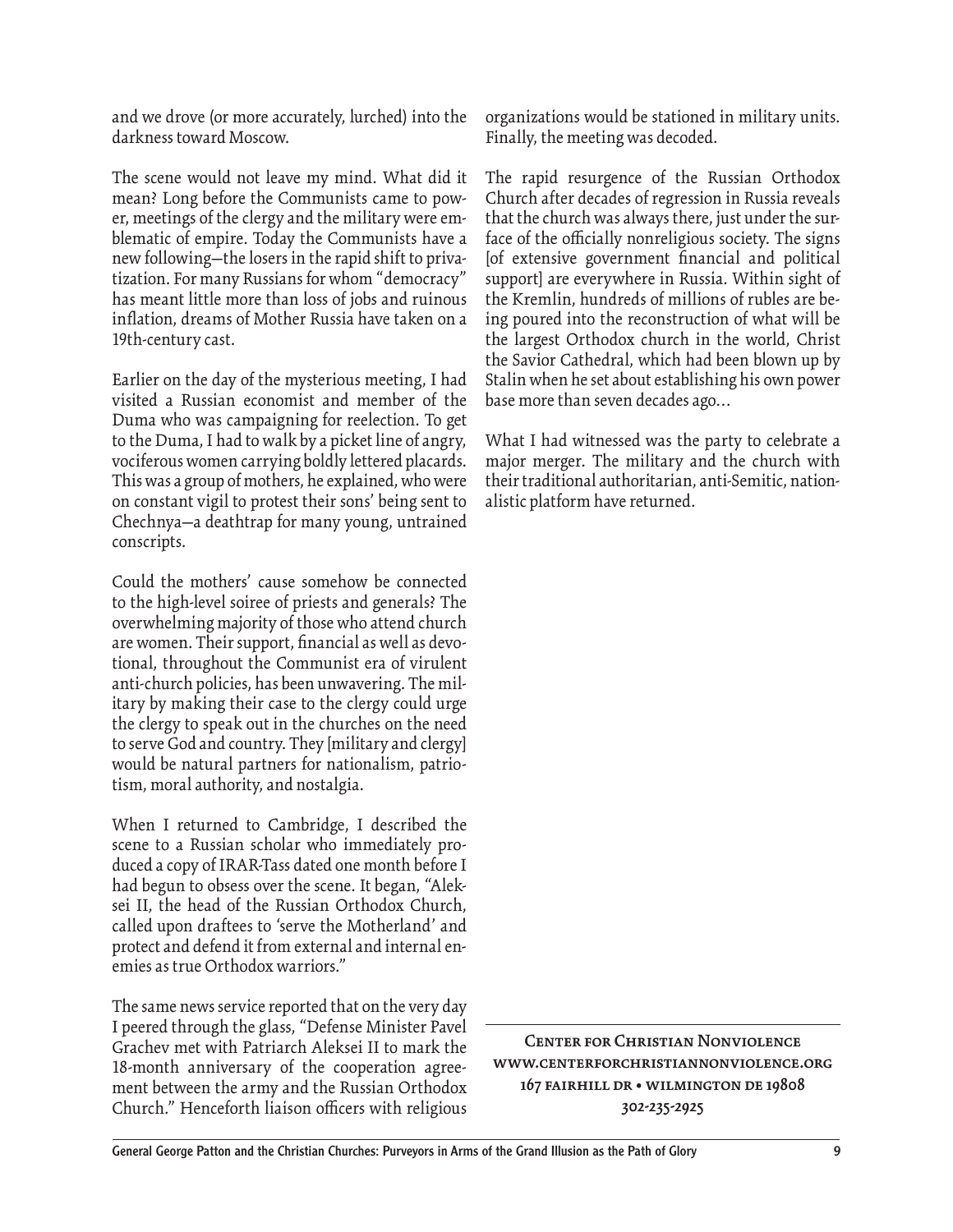and we drove (or more accurately, lurched) into the darkness toward Moscow.

The scene would not leave my mind. What did it mean? Long before the Communists came to power, meetings of the clergy and the military were emblematic of empire. Today the Communists have a new following—the losers in the rapid shift to privatization. For many Russians for whom "democracy" has meant little more than loss of jobs and ruinous inflation, dreams of Mother Russia have taken on a 19th-century cast.

Earlier on the day of the mysterious meeting, I had visited a Russian economist and member of the Duma who was campaigning for reelection. To get to the Duma, I had to walk by a picket line of angry, vociferous women carrying boldly lettered placards. This was a group of mothers, he explained, who were on constant vigil to protest their sons' being sent to Chechnya—a deathtrap for many young, untrained conscripts.

Could the mothers' cause somehow be connected to the high-level soiree of priests and generals? The overwhelming majority of those who attend church are women. Their support, financial as well as devotional, throughout the Communist era of virulent anti-church policies, has been unwavering. The military by making their case to the clergy could urge the clergy to speak out in the churches on the need to serve God and country. They [military and clergy] would be natural partners for nationalism, patriotism, moral authority, and nostalgia.

When I returned to Cambridge, I described the scene to a Russian scholar who immediately produced a copy of IRAR-Tass dated one month before I had begun to obsess over the scene. It began, "Aleksei II, the head of the Russian Orthodox Church, called upon draftees to 'serve the Motherland' and protect and defend it from external and internal enemies as true Orthodox warriors."

The same news service reported that on the very day I peered through the glass, "Defense Minister Pavel Grachev met with Patriarch Aleksei II to mark the 18-month anniversary of the cooperation agreement between the army and the Russian Orthodox Church." Henceforth liaison officers with religious organizations would be stationed in military units. Finally, the meeting was decoded.

The rapid resurgence of the Russian Orthodox Church after decades of regression in Russia reveals that the church was always there, just under the surface of the officially nonreligious society. The signs [of extensive government financial and political support] are everywhere in Russia. Within sight of the Kremlin, hundreds of millions of rubles are being poured into the reconstruction of what will be the largest Orthodox church in the world, Christ the Savior Cathedral, which had been blown up by Stalin when he set about establishing his own power base more than seven decades ago…

What I had witnessed was the party to celebrate a major merger. The military and the church with their traditional authoritarian, anti-Semitic, nationalistic platform have returned.

---

**Center for Christian Nonviolence**
**www.centerforchristiannonviolence.org**
**167 Fairhill Dr • Wilmington DE 19808**
***302-235-2925***